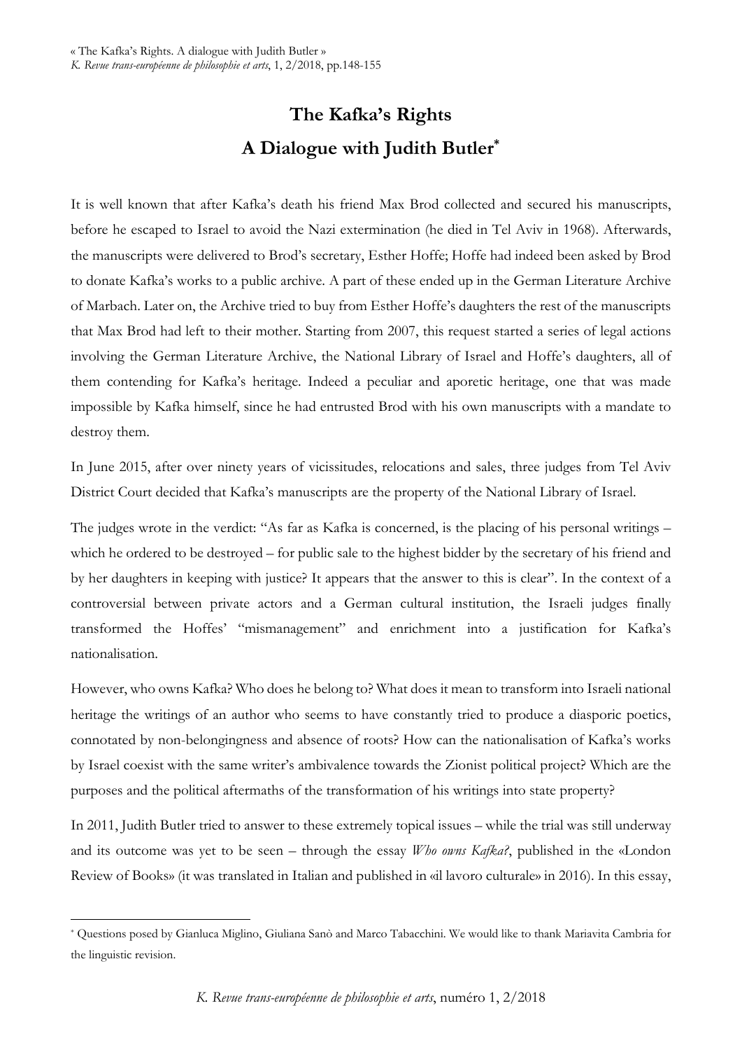# The Kafka's Rights
# A Dialogue with Judith Butler[*]

It is well known that after Kafka's death his friend Max Brod collected and secured his manuscripts, before he escaped to Israel to avoid the Nazi extermination (he died in Tel Aviv in 1968). Afterwards, the manuscripts were delivered to Brod's secretary, Esther Hoffe; Hoffe had indeed been asked by Brod to donate Kafka's works to a public archive. A part of these ended up in the German Literature Archive of Marbach. Later on, the Archive tried to buy from Esther Hoffe's daughters the rest of the manuscripts that Max Brod had left to their mother. Starting from 2007, this request started a series of legal actions involving the German Literature Archive, the National Library of Israel and Hoffe's daughters, all of them contending for Kafka's heritage. Indeed a peculiar and aporetic heritage, one that was made impossible by Kafka himself, since he had entrusted Brod with his own manuscripts with a mandate to destroy them.

In June 2015, after over ninety years of vicissitudes, relocations and sales, three judges from Tel Aviv District Court decided that Kafka's manuscripts are the property of the National Library of Israel.

The judges wrote in the verdict: "As far as Kafka is concerned, is the placing of his personal writings – which he ordered to be destroyed – for public sale to the highest bidder by the secretary of his friend and by her daughters in keeping with justice? It appears that the answer to this is clear". In the context of a controversial between private actors and a German cultural institution, the Israeli judges finally transformed the Hoffes' "mismanagement" and enrichment into a justification for Kafka's nationalisation.

However, who owns Kafka? Who does he belong to? What does it mean to transform into Israeli national heritage the writings of an author who seems to have constantly tried to produce a diasporic poetics, connotated by non-belongingness and absence of roots? How can the nationalisation of Kafka's works by Israel coexist with the same writer's ambivalence towards the Zionist political project? Which are the purposes and the political aftermaths of the transformation of his writings into state property?

In 2011, Judith Butler tried to answer to these extremely topical issues – while the trial was still underway and its outcome was yet to be seen – through the essay *Who owns Kafka?*, published in the «London Review of Books» (it was translated in Italian and published in «il lavoro culturale» in 2016). In this essay,

[*] Questions posed by Gianluca Miglino, Giuliana Sanò and Marco Tabacchini. We would like to thank Mariavita Cambria for the linguistic revision.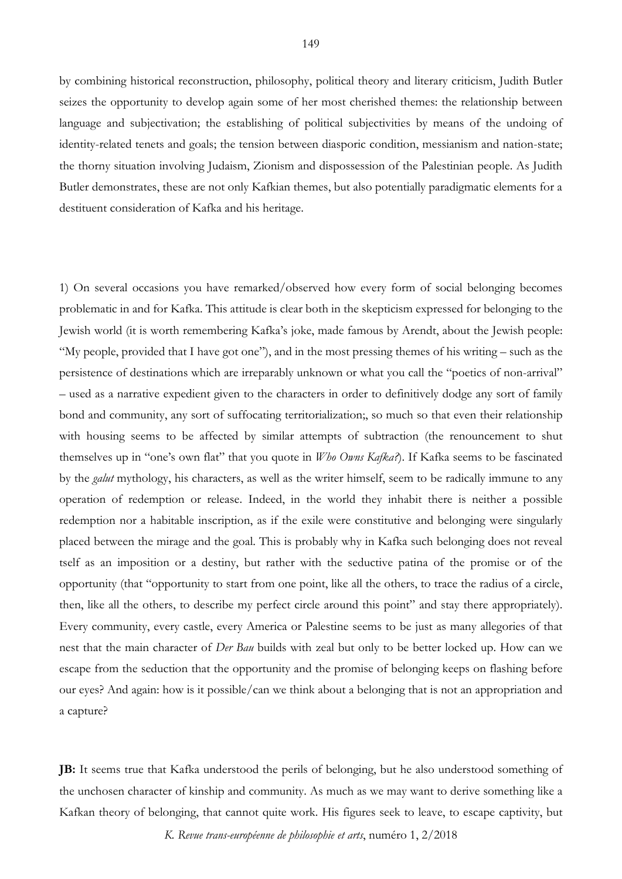by combining historical reconstruction, philosophy, political theory and literary criticism, Judith Butler seizes the opportunity to develop again some of her most cherished themes: the relationship between language and subjectivation; the establishing of political subjectivities by means of the undoing of identity-related tenets and goals; the tension between diasporic condition, messianism and nation-state; the thorny situation involving Judaism, Zionism and dispossession of the Palestinian people. As Judith Butler demonstrates, these are not only Kafkian themes, but also potentially paradigmatic elements for a destituent consideration of Kafka and his heritage.

1) On several occasions you have remarked/observed how every form of social belonging becomes problematic in and for Kafka. This attitude is clear both in the skepticism expressed for belonging to the Jewish world (it is worth remembering Kafka's joke, made famous by Arendt, about the Jewish people: "My people, provided that I have got one"), and in the most pressing themes of his writing – such as the persistence of destinations which are irreparably unknown or what you call the "poetics of non-arrival" – used as a narrative expedient given to the characters in order to definitively dodge any sort of family bond and community, any sort of suffocating territorialization;, so much so that even their relationship with housing seems to be affected by similar attempts of subtraction (the renouncement to shut themselves up in "one's own flat" that you quote in *Who Owns Kafka?*). If Kafka seems to be fascinated by the *galut* mythology, his characters, as well as the writer himself, seem to be radically immune to any operation of redemption or release. Indeed, in the world they inhabit there is neither a possible redemption nor a habitable inscription, as if the exile were constitutive and belonging were singularly placed between the mirage and the goal. This is probably why in Kafka such belonging does not reveal tself as an imposition or a destiny, but rather with the seductive patina of the promise or of the opportunity (that "opportunity to start from one point, like all the others, to trace the radius of a circle, then, like all the others, to describe my perfect circle around this point" and stay there appropriately). Every community, every castle, every America or Palestine seems to be just as many allegories of that nest that the main character of *Der Bau* builds with zeal but only to be better locked up. How can we escape from the seduction that the opportunity and the promise of belonging keeps on flashing before our eyes? And again: how is it possible/can we think about a belonging that is not an appropriation and a capture?

**JB:** It seems true that Kafka understood the perils of belonging, but he also understood something of the unchosen character of kinship and community. As much as we may want to derive something like a Kafkan theory of belonging, that cannot quite work. His figures seek to leave, to escape captivity, but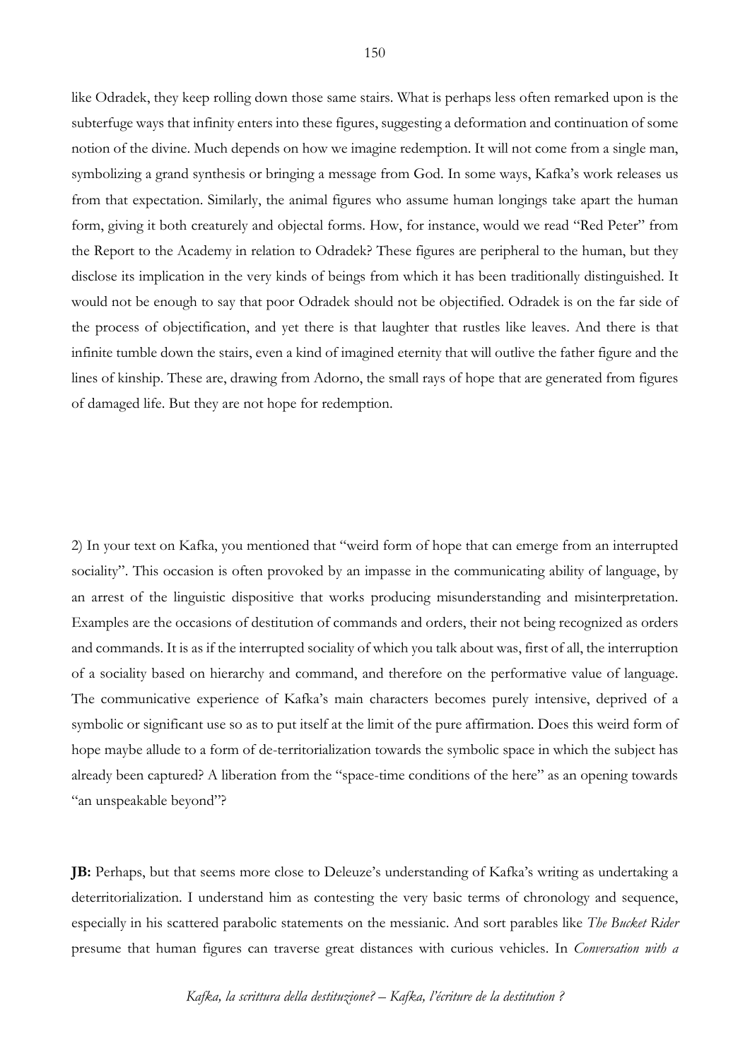like Odradek, they keep rolling down those same stairs. What is perhaps less often remarked upon is the subterfuge ways that infinity enters into these figures, suggesting a deformation and continuation of some notion of the divine. Much depends on how we imagine redemption. It will not come from a single man, symbolizing a grand synthesis or bringing a message from God. In some ways, Kafka's work releases us from that expectation. Similarly, the animal figures who assume human longings take apart the human form, giving it both creaturely and objectal forms. How, for instance, would we read "Red Peter" from the Report to the Academy in relation to Odradek? These figures are peripheral to the human, but they disclose its implication in the very kinds of beings from which it has been traditionally distinguished. It would not be enough to say that poor Odradek should not be objectified. Odradek is on the far side of the process of objectification, and yet there is that laughter that rustles like leaves. And there is that infinite tumble down the stairs, even a kind of imagined eternity that will outlive the father figure and the lines of kinship. These are, drawing from Adorno, the small rays of hope that are generated from figures of damaged life. But they are not hope for redemption.

2) In your text on Kafka, you mentioned that "weird form of hope that can emerge from an interrupted sociality". This occasion is often provoked by an impasse in the communicating ability of language, by an arrest of the linguistic dispositive that works producing misunderstanding and misinterpretation. Examples are the occasions of destitution of commands and orders, their not being recognized as orders and commands. It is as if the interrupted sociality of which you talk about was, first of all, the interruption of a sociality based on hierarchy and command, and therefore on the performative value of language. The communicative experience of Kafka's main characters becomes purely intensive, deprived of a symbolic or significant use so as to put itself at the limit of the pure affirmation. Does this weird form of hope maybe allude to a form of de-territorialization towards the symbolic space in which the subject has already been captured? A liberation from the "space-time conditions of the here" as an opening towards "an unspeakable beyond"?

**JB:** Perhaps, but that seems more close to Deleuze's understanding of Kafka's writing as undertaking a deterritorialization. I understand him as contesting the very basic terms of chronology and sequence, especially in his scattered parabolic statements on the messianic. And sort parables like *The Bucket Rider* presume that human figures can traverse great distances with curious vehicles. In *Conversation with a*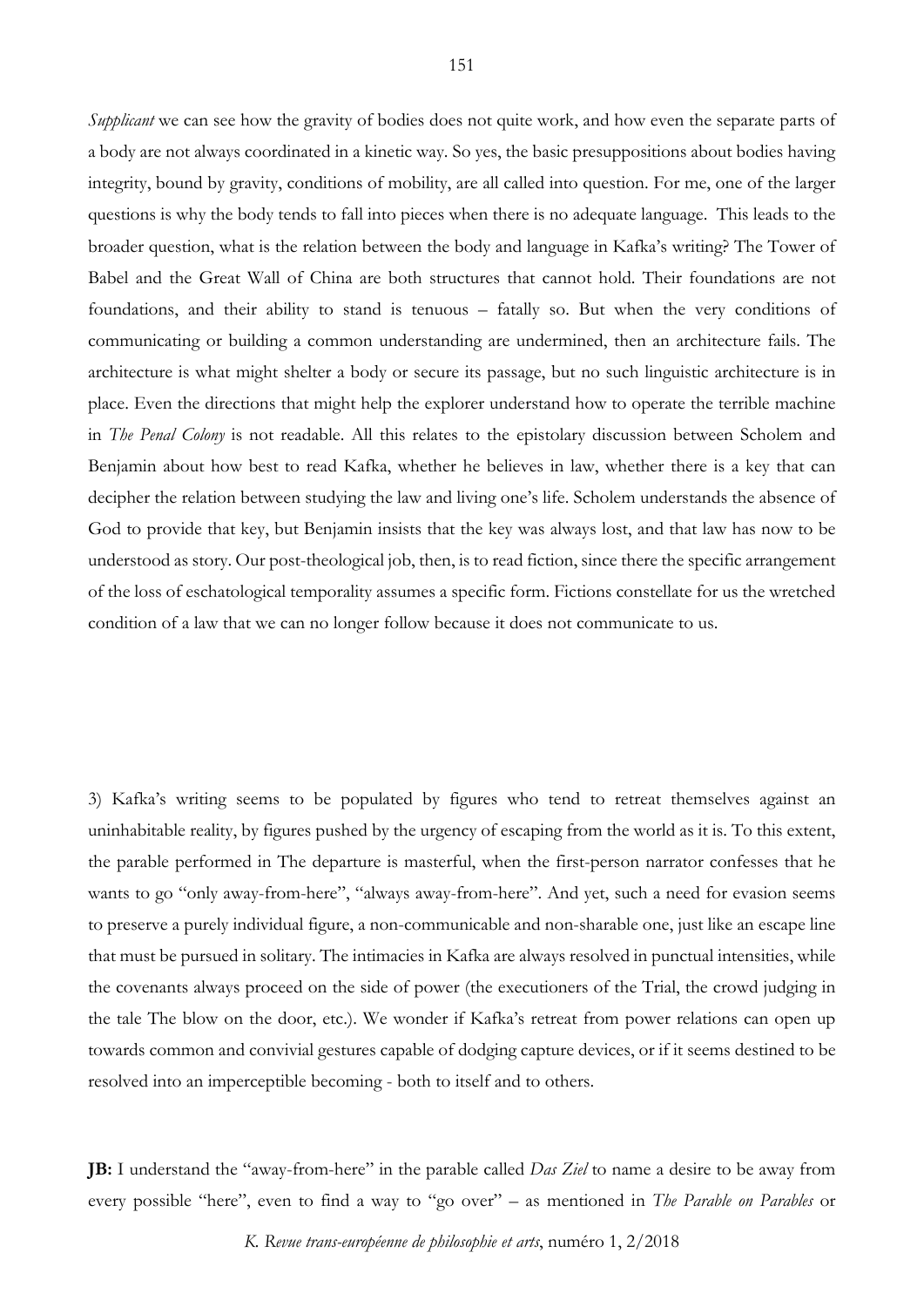*Supplicant* we can see how the gravity of bodies does not quite work, and how even the separate parts of a body are not always coordinated in a kinetic way. So yes, the basic presuppositions about bodies having integrity, bound by gravity, conditions of mobility, are all called into question. For me, one of the larger questions is why the body tends to fall into pieces when there is no adequate language. This leads to the broader question, what is the relation between the body and language in Kafka's writing? The Tower of Babel and the Great Wall of China are both structures that cannot hold. Their foundations are not foundations, and their ability to stand is tenuous – fatally so. But when the very conditions of communicating or building a common understanding are undermined, then an architecture fails. The architecture is what might shelter a body or secure its passage, but no such linguistic architecture is in place. Even the directions that might help the explorer understand how to operate the terrible machine in *The Penal Colony* is not readable. All this relates to the epistolary discussion between Scholem and Benjamin about how best to read Kafka, whether he believes in law, whether there is a key that can decipher the relation between studying the law and living one's life. Scholem understands the absence of God to provide that key, but Benjamin insists that the key was always lost, and that law has now to be understood as story. Our post-theological job, then, is to read fiction, since there the specific arrangement of the loss of eschatological temporality assumes a specific form. Fictions constellate for us the wretched condition of a law that we can no longer follow because it does not communicate to us.

3) Kafka's writing seems to be populated by figures who tend to retreat themselves against an uninhabitable reality, by figures pushed by the urgency of escaping from the world as it is. To this extent, the parable performed in The departure is masterful, when the first-person narrator confesses that he wants to go "only away-from-here", "always away-from-here". And yet, such a need for evasion seems to preserve a purely individual figure, a non-communicable and non-sharable one, just like an escape line that must be pursued in solitary. The intimacies in Kafka are always resolved in punctual intensities, while the covenants always proceed on the side of power (the executioners of the Trial, the crowd judging in the tale The blow on the door, etc.). We wonder if Kafka's retreat from power relations can open up towards common and convivial gestures capable of dodging capture devices, or if it seems destined to be resolved into an imperceptible becoming - both to itself and to others.

**JB:** I understand the "away-from-here" in the parable called *Das Ziel* to name a desire to be away from every possible "here", even to find a way to "go over" – as mentioned in *The Parable on Parables* or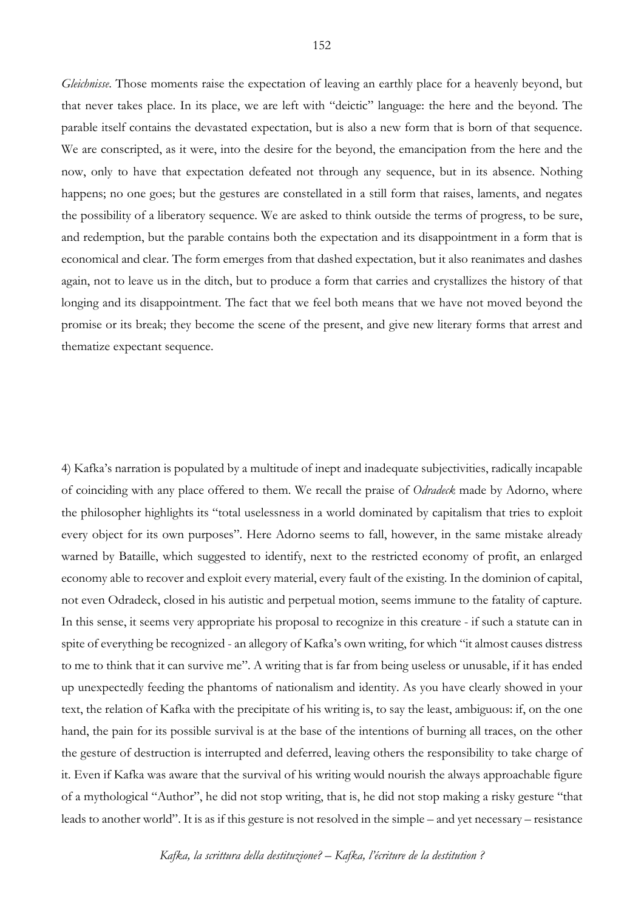*Gleichnisse*. Those moments raise the expectation of leaving an earthly place for a heavenly beyond, but that never takes place. In its place, we are left with "deictic" language: the here and the beyond. The parable itself contains the devastated expectation, but is also a new form that is born of that sequence. We are conscripted, as it were, into the desire for the beyond, the emancipation from the here and the now, only to have that expectation defeated not through any sequence, but in its absence. Nothing happens; no one goes; but the gestures are constellated in a still form that raises, laments, and negates the possibility of a liberatory sequence. We are asked to think outside the terms of progress, to be sure, and redemption, but the parable contains both the expectation and its disappointment in a form that is economical and clear. The form emerges from that dashed expectation, but it also reanimates and dashes again, not to leave us in the ditch, but to produce a form that carries and crystallizes the history of that longing and its disappointment. The fact that we feel both means that we have not moved beyond the promise or its break; they become the scene of the present, and give new literary forms that arrest and thematize expectant sequence.

4) Kafka's narration is populated by a multitude of inept and inadequate subjectivities, radically incapable of coinciding with any place offered to them. We recall the praise of *Odradeck* made by Adorno, where the philosopher highlights its "total uselessness in a world dominated by capitalism that tries to exploit every object for its own purposes". Here Adorno seems to fall, however, in the same mistake already warned by Bataille, which suggested to identify, next to the restricted economy of profit, an enlarged economy able to recover and exploit every material, every fault of the existing. In the dominion of capital, not even Odradeck, closed in his autistic and perpetual motion, seems immune to the fatality of capture. In this sense, it seems very appropriate his proposal to recognize in this creature - if such a statute can in spite of everything be recognized - an allegory of Kafka's own writing, for which "it almost causes distress to me to think that it can survive me". A writing that is far from being useless or unusable, if it has ended up unexpectedly feeding the phantoms of nationalism and identity. As you have clearly showed in your text, the relation of Kafka with the precipitate of his writing is, to say the least, ambiguous: if, on the one hand, the pain for its possible survival is at the base of the intentions of burning all traces, on the other the gesture of destruction is interrupted and deferred, leaving others the responsibility to take charge of it. Even if Kafka was aware that the survival of his writing would nourish the always approachable figure of a mythological "Author", he did not stop writing, that is, he did not stop making a risky gesture "that leads to another world". It is as if this gesture is not resolved in the simple – and yet necessary – resistance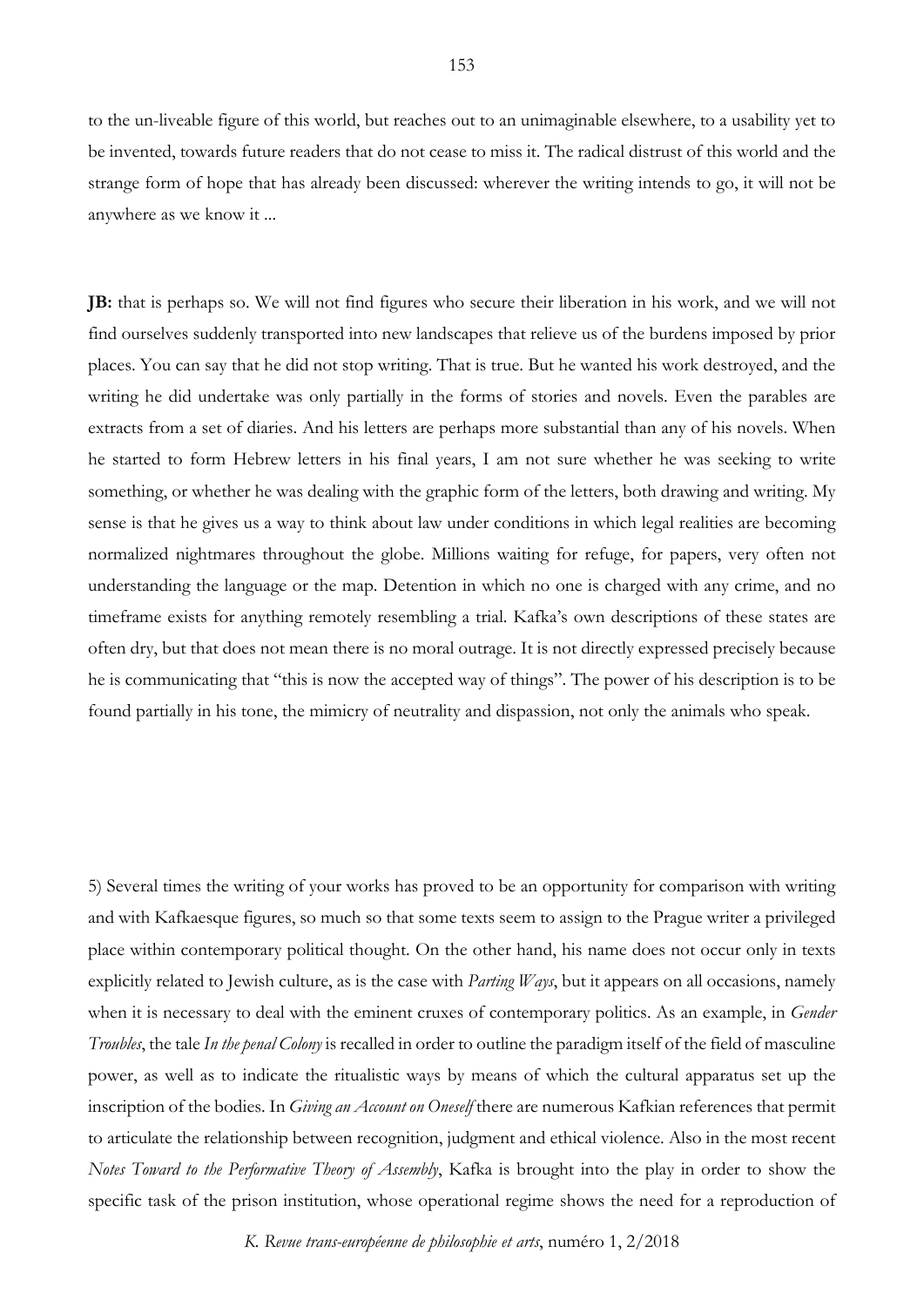to the un-liveable figure of this world, but reaches out to an unimaginable elsewhere, to a usability yet to be invented, towards future readers that do not cease to miss it. The radical distrust of this world and the strange form of hope that has already been discussed: wherever the writing intends to go, it will not be anywhere as we know it ...

**JB:** that is perhaps so. We will not find figures who secure their liberation in his work, and we will not find ourselves suddenly transported into new landscapes that relieve us of the burdens imposed by prior places. You can say that he did not stop writing. That is true. But he wanted his work destroyed, and the writing he did undertake was only partially in the forms of stories and novels. Even the parables are extracts from a set of diaries. And his letters are perhaps more substantial than any of his novels. When he started to form Hebrew letters in his final years, I am not sure whether he was seeking to write something, or whether he was dealing with the graphic form of the letters, both drawing and writing. My sense is that he gives us a way to think about law under conditions in which legal realities are becoming normalized nightmares throughout the globe. Millions waiting for refuge, for papers, very often not understanding the language or the map. Detention in which no one is charged with any crime, and no timeframe exists for anything remotely resembling a trial. Kafka's own descriptions of these states are often dry, but that does not mean there is no moral outrage. It is not directly expressed precisely because he is communicating that "this is now the accepted way of things". The power of his description is to be found partially in his tone, the mimicry of neutrality and dispassion, not only the animals who speak.

5) Several times the writing of your works has proved to be an opportunity for comparison with writing and with Kafkaesque figures, so much so that some texts seem to assign to the Prague writer a privileged place within contemporary political thought. On the other hand, his name does not occur only in texts explicitly related to Jewish culture, as is the case with *Parting Ways*, but it appears on all occasions, namely when it is necessary to deal with the eminent cruxes of contemporary politics. As an example, in *Gender Troubles*, the tale *In the penal Colony* is recalled in order to outline the paradigm itself of the field of masculine power, as well as to indicate the ritualistic ways by means of which the cultural apparatus set up the inscription of the bodies. In *Giving an Account on Oneself* there are numerous Kafkian references that permit to articulate the relationship between recognition, judgment and ethical violence. Also in the most recent *Notes Toward to the Performative Theory of Assembly*, Kafka is brought into the play in order to show the specific task of the prison institution, whose operational regime shows the need for a reproduction of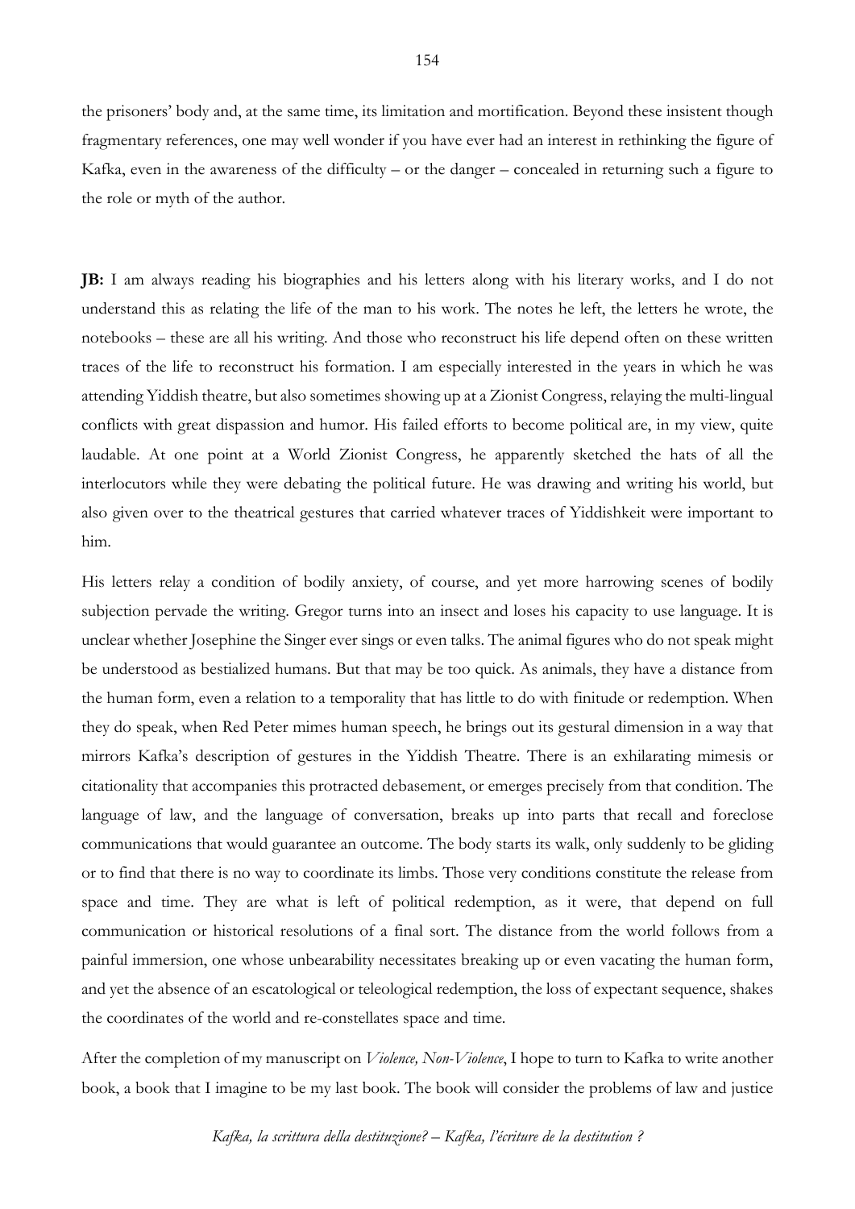the prisoners' body and, at the same time, its limitation and mortification. Beyond these insistent though fragmentary references, one may well wonder if you have ever had an interest in rethinking the figure of Kafka, even in the awareness of the difficulty – or the danger – concealed in returning such a figure to the role or myth of the author.

**JB:** I am always reading his biographies and his letters along with his literary works, and I do not understand this as relating the life of the man to his work. The notes he left, the letters he wrote, the notebooks – these are all his writing. And those who reconstruct his life depend often on these written traces of the life to reconstruct his formation. I am especially interested in the years in which he was attending Yiddish theatre, but also sometimes showing up at a Zionist Congress, relaying the multi-lingual conflicts with great dispassion and humor. His failed efforts to become political are, in my view, quite laudable. At one point at a World Zionist Congress, he apparently sketched the hats of all the interlocutors while they were debating the political future. He was drawing and writing his world, but also given over to the theatrical gestures that carried whatever traces of Yiddishkeit were important to him.

His letters relay a condition of bodily anxiety, of course, and yet more harrowing scenes of bodily subjection pervade the writing. Gregor turns into an insect and loses his capacity to use language. It is unclear whether Josephine the Singer ever sings or even talks. The animal figures who do not speak might be understood as bestialized humans. But that may be too quick. As animals, they have a distance from the human form, even a relation to a temporality that has little to do with finitude or redemption. When they do speak, when Red Peter mimes human speech, he brings out its gestural dimension in a way that mirrors Kafka's description of gestures in the Yiddish Theatre. There is an exhilarating mimesis or citationality that accompanies this protracted debasement, or emerges precisely from that condition. The language of law, and the language of conversation, breaks up into parts that recall and foreclose communications that would guarantee an outcome. The body starts its walk, only suddenly to be gliding or to find that there is no way to coordinate its limbs. Those very conditions constitute the release from space and time. They are what is left of political redemption, as it were, that depend on full communication or historical resolutions of a final sort. The distance from the world follows from a painful immersion, one whose unbearability necessitates breaking up or even vacating the human form, and yet the absence of an escatological or teleological redemption, the loss of expectant sequence, shakes the coordinates of the world and re-constellates space and time.

After the completion of my manuscript on *Violence, Non-Violence*, I hope to turn to Kafka to write another book, a book that I imagine to be my last book. The book will consider the problems of law and justice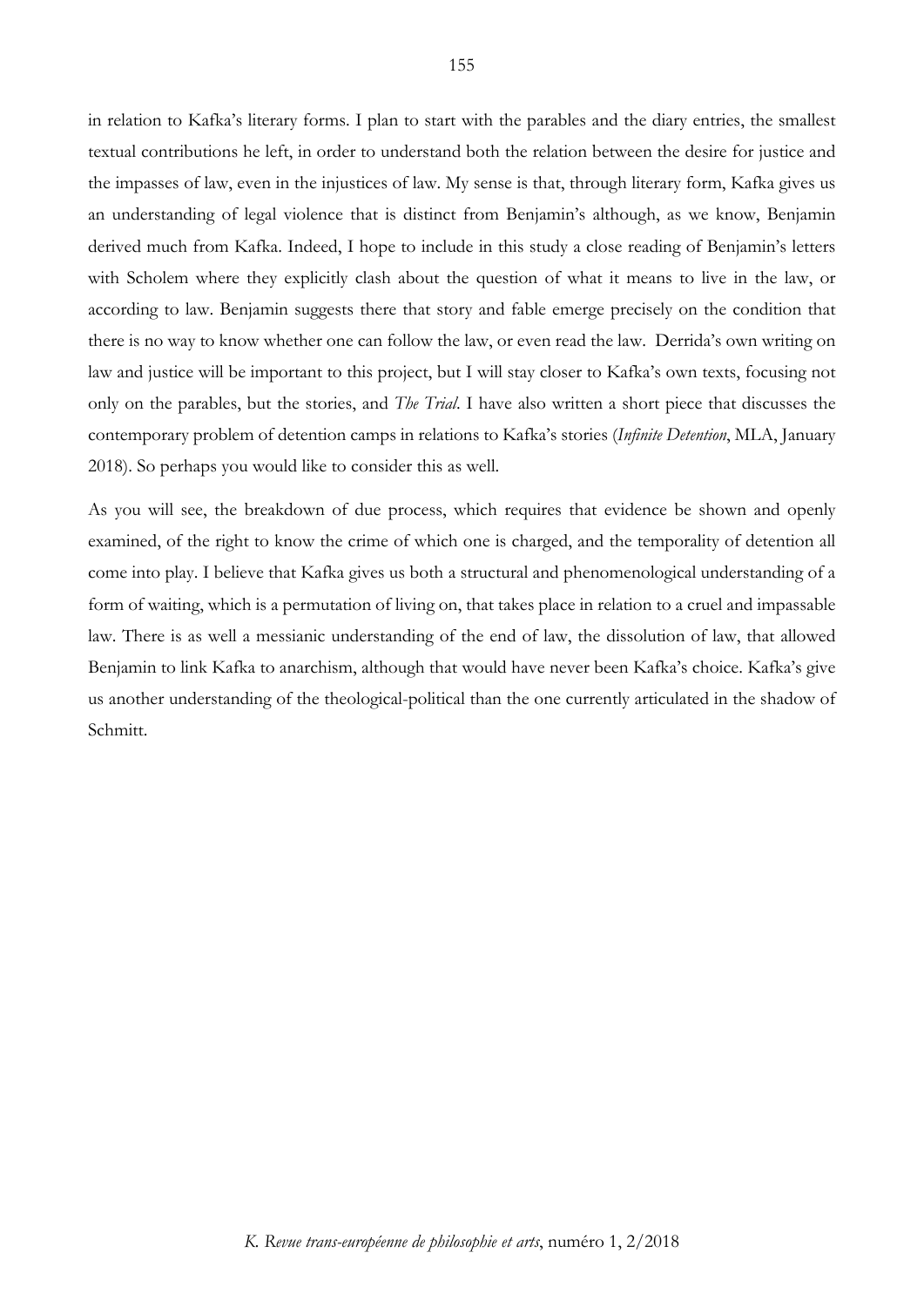in relation to Kafka's literary forms. I plan to start with the parables and the diary entries, the smallest textual contributions he left, in order to understand both the relation between the desire for justice and the impasses of law, even in the injustices of law. My sense is that, through literary form, Kafka gives us an understanding of legal violence that is distinct from Benjamin's although, as we know, Benjamin derived much from Kafka. Indeed, I hope to include in this study a close reading of Benjamin's letters with Scholem where they explicitly clash about the question of what it means to live in the law, or according to law. Benjamin suggests there that story and fable emerge precisely on the condition that there is no way to know whether one can follow the law, or even read the law. Derrida's own writing on law and justice will be important to this project, but I will stay closer to Kafka's own texts, focusing not only on the parables, but the stories, and *The Trial*. I have also written a short piece that discusses the contemporary problem of detention camps in relations to Kafka's stories (*Infinite Detention*, MLA, January 2018). So perhaps you would like to consider this as well.

As you will see, the breakdown of due process, which requires that evidence be shown and openly examined, of the right to know the crime of which one is charged, and the temporality of detention all come into play. I believe that Kafka gives us both a structural and phenomenological understanding of a form of waiting, which is a permutation of living on, that takes place in relation to a cruel and impassable law. There is as well a messianic understanding of the end of law, the dissolution of law, that allowed Benjamin to link Kafka to anarchism, although that would have never been Kafka's choice. Kafka's give us another understanding of the theological-political than the one currently articulated in the shadow of Schmitt.